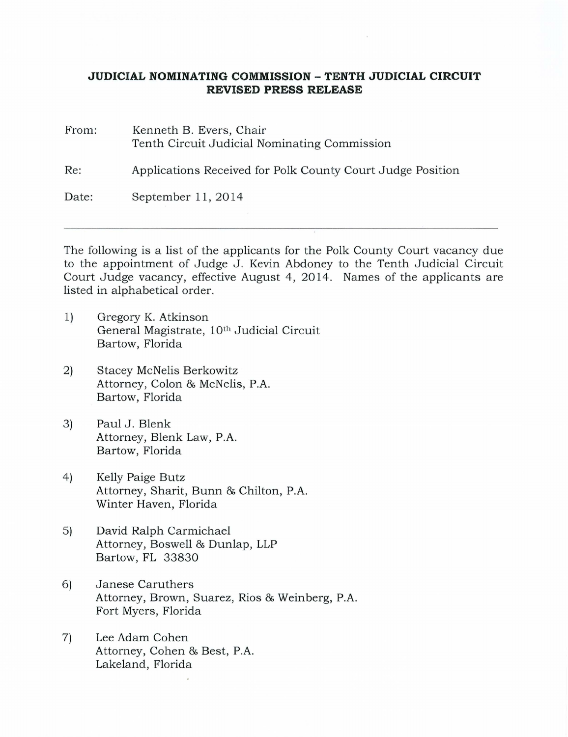**JUDICIAL NOMINATING COMMISSION – TENTH JUDICIAL CIRCUIT**
**REVISED PRESS RELEASE**

From: Kenneth B. Evers, Chair
Tenth Circuit Judicial Nominating Commission

Re: Applications Received for Polk County Court Judge Position

Date: September 11, 2014

---

The following is a list of the applicants for the Polk County Court vacancy due to the appointment of Judge J. Kevin Abdoney to the Tenth Judicial Circuit Court Judge vacancy, effective August 4, 2014. Names of the applicants are listed in alphabetical order.

1) Gregory K. Atkinson
General Magistrate, 10th Judicial Circuit
Bartow, Florida

2) Stacey McNelis Berkowitz
Attorney, Colon & McNelis, P.A.
Bartow, Florida

3) Paul J. Blenk
Attorney, Blenk Law, P.A.
Bartow, Florida

4) Kelly Paige Butz
Attorney, Sharit, Bunn & Chilton, P.A.
Winter Haven, Florida

5) David Ralph Carmichael
Attorney, Boswell & Dunlap, LLP
Bartow, FL 33830

6) Janese Caruthers
Attorney, Brown, Suarez, Rios & Weinberg, P.A.
Fort Myers, Florida

7) Lee Adam Cohen
Attorney, Cohen & Best, P.A.
Lakeland, Florida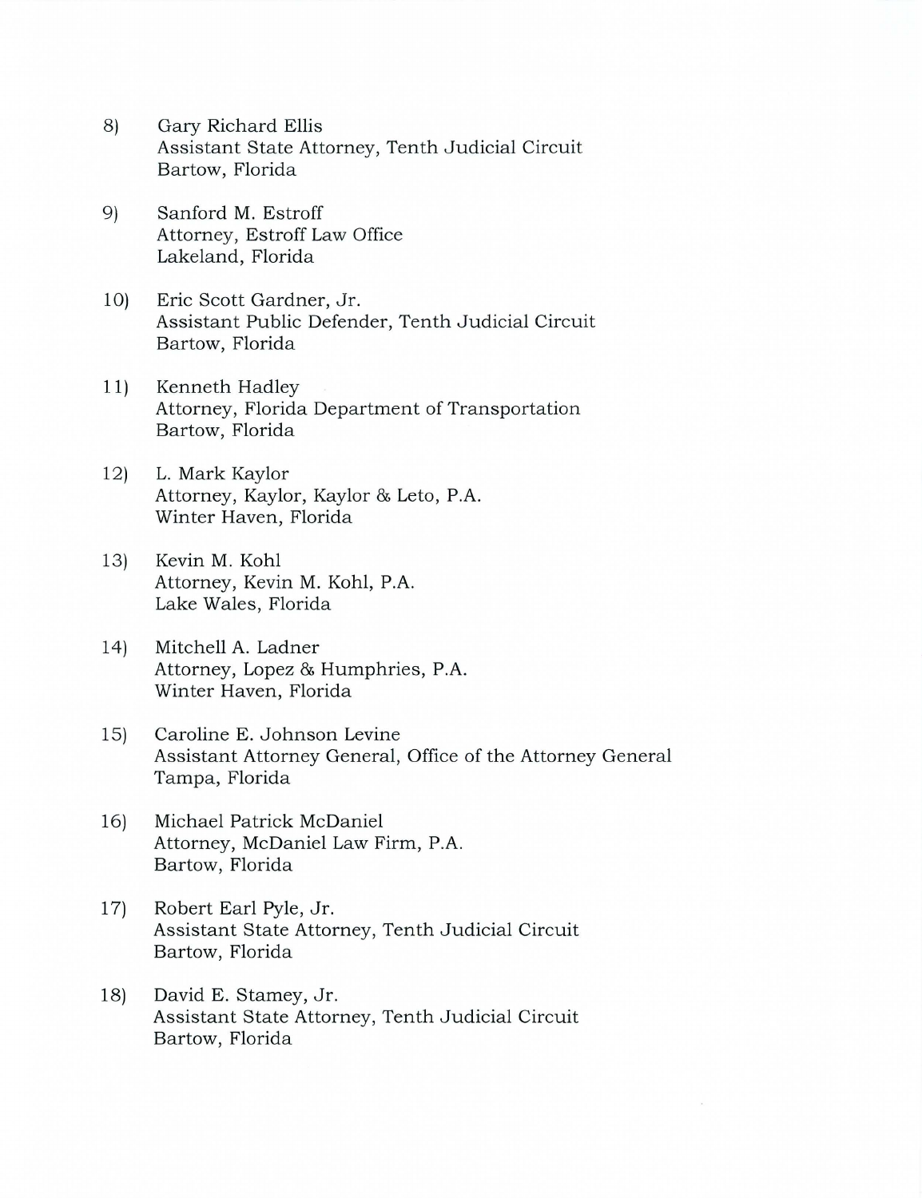8) Gary Richard Ellis
   Assistant State Attorney, Tenth Judicial Circuit
   Bartow, Florida

9) Sanford M. Estroff
   Attorney, Estroff Law Office
   Lakeland, Florida

10) Eric Scott Gardner, Jr.
    Assistant Public Defender, Tenth Judicial Circuit
    Bartow, Florida

11) Kenneth Hadley
    Attorney, Florida Department of Transportation
    Bartow, Florida

12) L. Mark Kaylor
    Attorney, Kaylor, Kaylor & Leto, P.A.
    Winter Haven, Florida

13) Kevin M. Kohl
    Attorney, Kevin M. Kohl, P.A.
    Lake Wales, Florida

14) Mitchell A. Ladner
    Attorney, Lopez & Humphries, P.A.
    Winter Haven, Florida

15) Caroline E. Johnson Levine
    Assistant Attorney General, Office of the Attorney General
    Tampa, Florida

16) Michael Patrick McDaniel
    Attorney, McDaniel Law Firm, P.A.
    Bartow, Florida

17) Robert Earl Pyle, Jr.
    Assistant State Attorney, Tenth Judicial Circuit
    Bartow, Florida

18) David E. Stamey, Jr.
    Assistant State Attorney, Tenth Judicial Circuit
    Bartow, Florida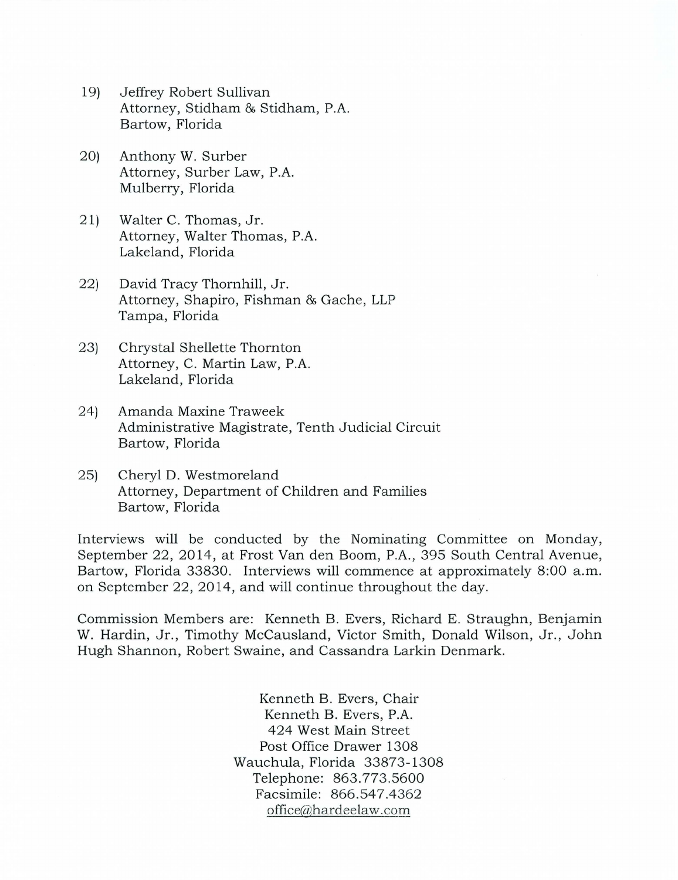19) Jeffrey Robert Sullivan
    Attorney, Stidham & Stidham, P.A.
    Bartow, Florida

20) Anthony W. Surber
    Attorney, Surber Law, P.A.
    Mulberry, Florida

21) Walter C. Thomas, Jr.
    Attorney, Walter Thomas, P.A.
    Lakeland, Florida

22) David Tracy Thornhill, Jr.
    Attorney, Shapiro, Fishman & Gache, LLP
    Tampa, Florida

23) Chrystal Shellette Thornton
    Attorney, C. Martin Law, P.A.
    Lakeland, Florida

24) Amanda Maxine Traweek
    Administrative Magistrate, Tenth Judicial Circuit
    Bartow, Florida

25) Cheryl D. Westmoreland
    Attorney, Department of Children and Families
    Bartow, Florida

Interviews will be conducted by the Nominating Committee on Monday, September 22, 2014, at Frost Van den Boom, P.A., 395 South Central Avenue, Bartow, Florida 33830. Interviews will commence at approximately 8:00 a.m. on September 22, 2014, and will continue throughout the day.

Commission Members are: Kenneth B. Evers, Richard E. Straughn, Benjamin W. Hardin, Jr., Timothy McCausland, Victor Smith, Donald Wilson, Jr., John Hugh Shannon, Robert Swaine, and Cassandra Larkin Denmark.

Kenneth B. Evers, Chair
Kenneth B. Evers, P.A.
424 West Main Street
Post Office Drawer 1308
Wauchula, Florida 33873-1308
Telephone: 863.773.5600
Facsimile: 866.547.4362
office@hardeelaw.com